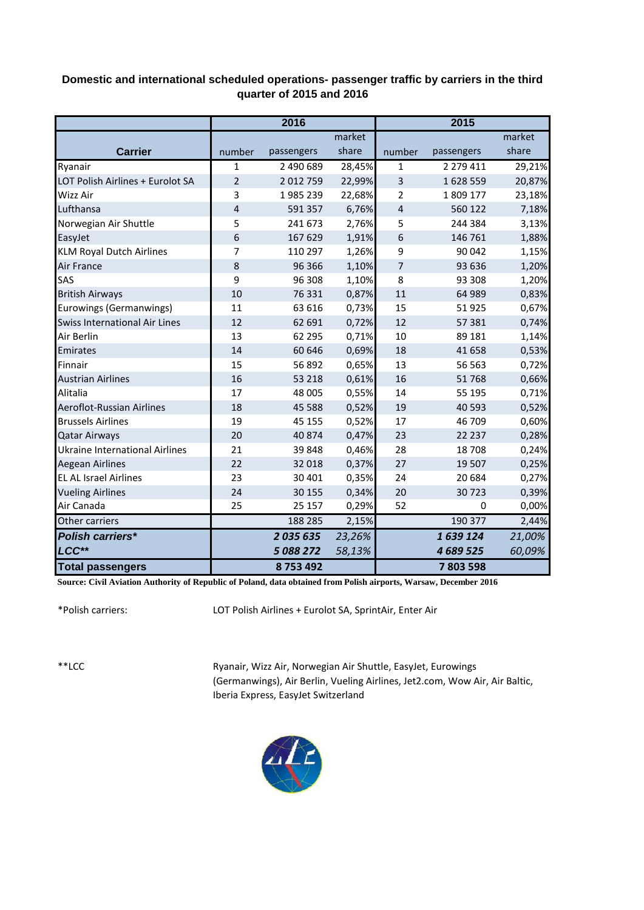## Domestic and international scheduled operations- passenger traffic by carriers in the third quarter of 2015 and 2016

| Carrier | 2016 | | | 2015 | | |
|---|---|---|---|---|---|---|
| | number | passengers | market share | number | passengers | market share |
| Ryanair | 1 | 2 490 689 | 28,45% | 1 | 2 279 411 | 29,21% |
| LOT Polish Airlines + Eurolot SA | 2 | 2 012 759 | 22,99% | 3 | 1 628 559 | 20,87% |
| Wizz Air | 3 | 1 985 239 | 22,68% | 2 | 1 809 177 | 23,18% |
| Lufthansa | 4 | 591 357 | 6,76% | 4 | 560 122 | 7,18% |
| Norwegian Air Shuttle | 5 | 241 673 | 2,76% | 5 | 244 384 | 3,13% |
| EasyJet | 6 | 167 629 | 1,91% | 6 | 146 761 | 1,88% |
| KLM Royal Dutch Airlines | 7 | 110 297 | 1,26% | 9 | 90 042 | 1,15% |
| Air France | 8 | 96 366 | 1,10% | 7 | 93 636 | 1,20% |
| SAS | 9 | 96 308 | 1,10% | 8 | 93 308 | 1,20% |
| British Airways | 10 | 76 331 | 0,87% | 11 | 64 989 | 0,83% |
| Eurowings (Germanwings) | 11 | 63 616 | 0,73% | 15 | 51 925 | 0,67% |
| Swiss International Air Lines | 12 | 62 691 | 0,72% | 12 | 57 381 | 0,74% |
| Air Berlin | 13 | 62 295 | 0,71% | 10 | 89 181 | 1,14% |
| Emirates | 14 | 60 646 | 0,69% | 18 | 41 658 | 0,53% |
| Finnair | 15 | 56 892 | 0,65% | 13 | 56 563 | 0,72% |
| Austrian Airlines | 16 | 53 218 | 0,61% | 16 | 51 768 | 0,66% |
| Alitalia | 17 | 48 005 | 0,55% | 14 | 55 195 | 0,71% |
| Aeroflot-Russian Airlines | 18 | 45 588 | 0,52% | 19 | 40 593 | 0,52% |
| Brussels Airlines | 19 | 45 155 | 0,52% | 17 | 46 709 | 0,60% |
| Qatar Airways | 20 | 40 874 | 0,47% | 23 | 22 237 | 0,28% |
| Ukraine International Airlines | 21 | 39 848 | 0,46% | 28 | 18 708 | 0,24% |
| Aegean Airlines | 22 | 32 018 | 0,37% | 27 | 19 507 | 0,25% |
| EL AL Israel Airlines | 23 | 30 401 | 0,35% | 24 | 20 684 | 0,27% |
| Vueling Airlines | 24 | 30 155 | 0,34% | 20 | 30 723 | 0,39% |
| Air Canada | 25 | 25 157 | 0,29% | 52 | 0 | 0,00% |
| Other carriers | | 188 285 | 2,15% | | 190 377 | 2,44% |
| ***Polish carriers**** | | ***2 035 635*** | *23,26%* | | ***1 639 124*** | *21,00%* |
| ***LCC***** | | ***5 088 272*** | *58,13%* | | ***4 689 525*** | *60,09%* |
| **Total passengers** | | **8 753 492** | | | **7 803 598** | |

**Source: Civil Aviation Authority of Republic of Poland, data obtained from Polish airports, Warsaw, December 2016**

*Polish carriers: LOT Polish Airlines + Eurolot SA, SprintAir, Enter Air

**LCC Ryanair, Wizz Air, Norwegian Air Shuttle, EasyJet, Eurowings (Germanwings), Air Berlin, Vueling Airlines, Jet2.com, Wow Air, Air Baltic, Iberia Express, EasyJet Switzerland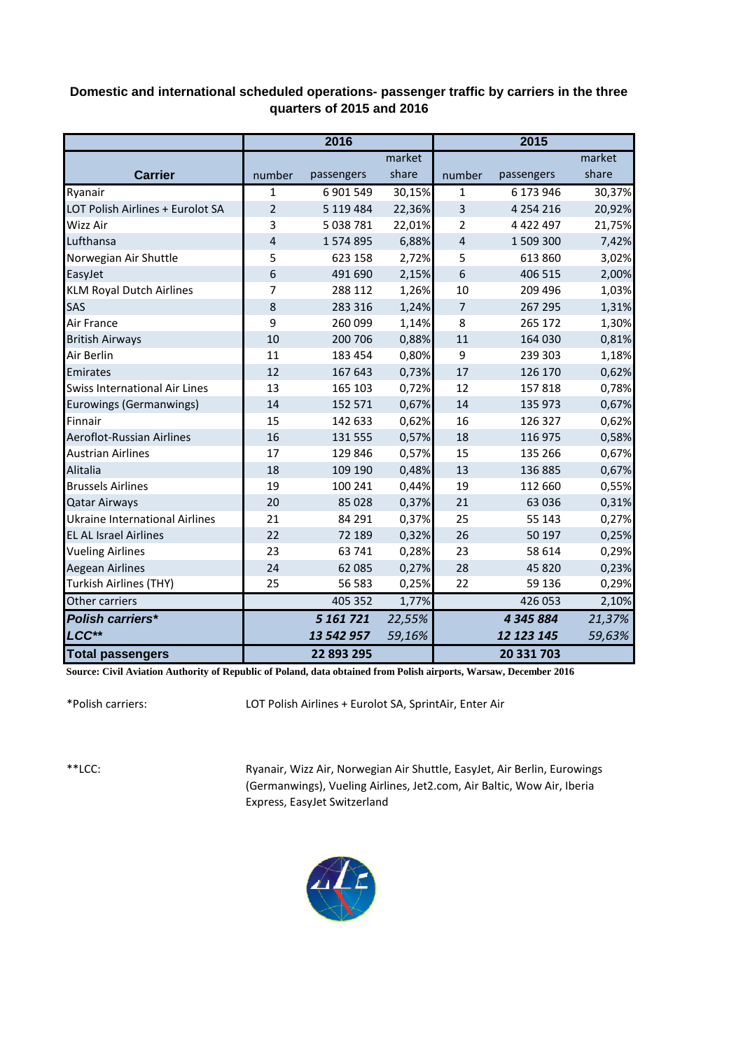**Domestic and international scheduled operations- passenger traffic by carriers in the three quarters of 2015 and 2016**

| Carrier | 2016 | | | 2015 | | |
|---|---|---|---|---|---|---|
| | number | passengers | market share | number | passengers | market share |
| Ryanair | 1 | 6 901 549 | 30,15% | 1 | 6 173 946 | 30,37% |
| LOT Polish Airlines + Eurolot SA | 2 | 5 119 484 | 22,36% | 3 | 4 254 216 | 20,92% |
| Wizz Air | 3 | 5 038 781 | 22,01% | 2 | 4 422 497 | 21,75% |
| Lufthansa | 4 | 1 574 895 | 6,88% | 4 | 1 509 300 | 7,42% |
| Norwegian Air Shuttle | 5 | 623 158 | 2,72% | 5 | 613 860 | 3,02% |
| EasyJet | 6 | 491 690 | 2,15% | 6 | 406 515 | 2,00% |
| KLM Royal Dutch Airlines | 7 | 288 112 | 1,26% | 10 | 209 496 | 1,03% |
| SAS | 8 | 283 316 | 1,24% | 7 | 267 295 | 1,31% |
| Air France | 9 | 260 099 | 1,14% | 8 | 265 172 | 1,30% |
| British Airways | 10 | 200 706 | 0,88% | 11 | 164 030 | 0,81% |
| Air Berlin | 11 | 183 454 | 0,80% | 9 | 239 303 | 1,18% |
| Emirates | 12 | 167 643 | 0,73% | 17 | 126 170 | 0,62% |
| Swiss International Air Lines | 13 | 165 103 | 0,72% | 12 | 157 818 | 0,78% |
| Eurowings (Germanwings) | 14 | 152 571 | 0,67% | 14 | 135 973 | 0,67% |
| Finnair | 15 | 142 633 | 0,62% | 16 | 126 327 | 0,62% |
| Aeroflot-Russian Airlines | 16 | 131 555 | 0,57% | 18 | 116 975 | 0,58% |
| Austrian Airlines | 17 | 129 846 | 0,57% | 15 | 135 266 | 0,67% |
| Alitalia | 18 | 109 190 | 0,48% | 13 | 136 885 | 0,67% |
| Brussels Airlines | 19 | 100 241 | 0,44% | 19 | 112 660 | 0,55% |
| Qatar Airways | 20 | 85 028 | 0,37% | 21 | 63 036 | 0,31% |
| Ukraine International Airlines | 21 | 84 291 | 0,37% | 25 | 55 143 | 0,27% |
| EL AL Israel Airlines | 22 | 72 189 | 0,32% | 26 | 50 197 | 0,25% |
| Vueling Airlines | 23 | 63 741 | 0,28% | 23 | 58 614 | 0,29% |
| Aegean Airlines | 24 | 62 085 | 0,27% | 28 | 45 820 | 0,23% |
| Turkish Airlines (THY) | 25 | 56 583 | 0,25% | 22 | 59 136 | 0,29% |
| Other carriers | | 405 352 | 1,77% | | 426 053 | 2,10% |
| ***Polish carriers**** | | ***5 161 721*** | *22,55%* | | ***4 345 884*** | *21,37%* |
| ***LCC***** | | ***13 542 957*** | *59,16%* | | ***12 123 145*** | *59,63%* |
| **Total passengers** | | **22 893 295** | | | **20 331 703** | |

**Source: Civil Aviation Authority of Republic of Poland, data obtained from Polish airports, Warsaw, December 2016**

*Polish carriers: LOT Polish Airlines + Eurolot SA, SprintAir, Enter Air

**LCC: Ryanair, Wizz Air, Norwegian Air Shuttle, EasyJet, Air Berlin, Eurowings (Germanwings), Vueling Airlines, Jet2.com, Air Baltic, Wow Air, Iberia Express, EasyJet Switzerland